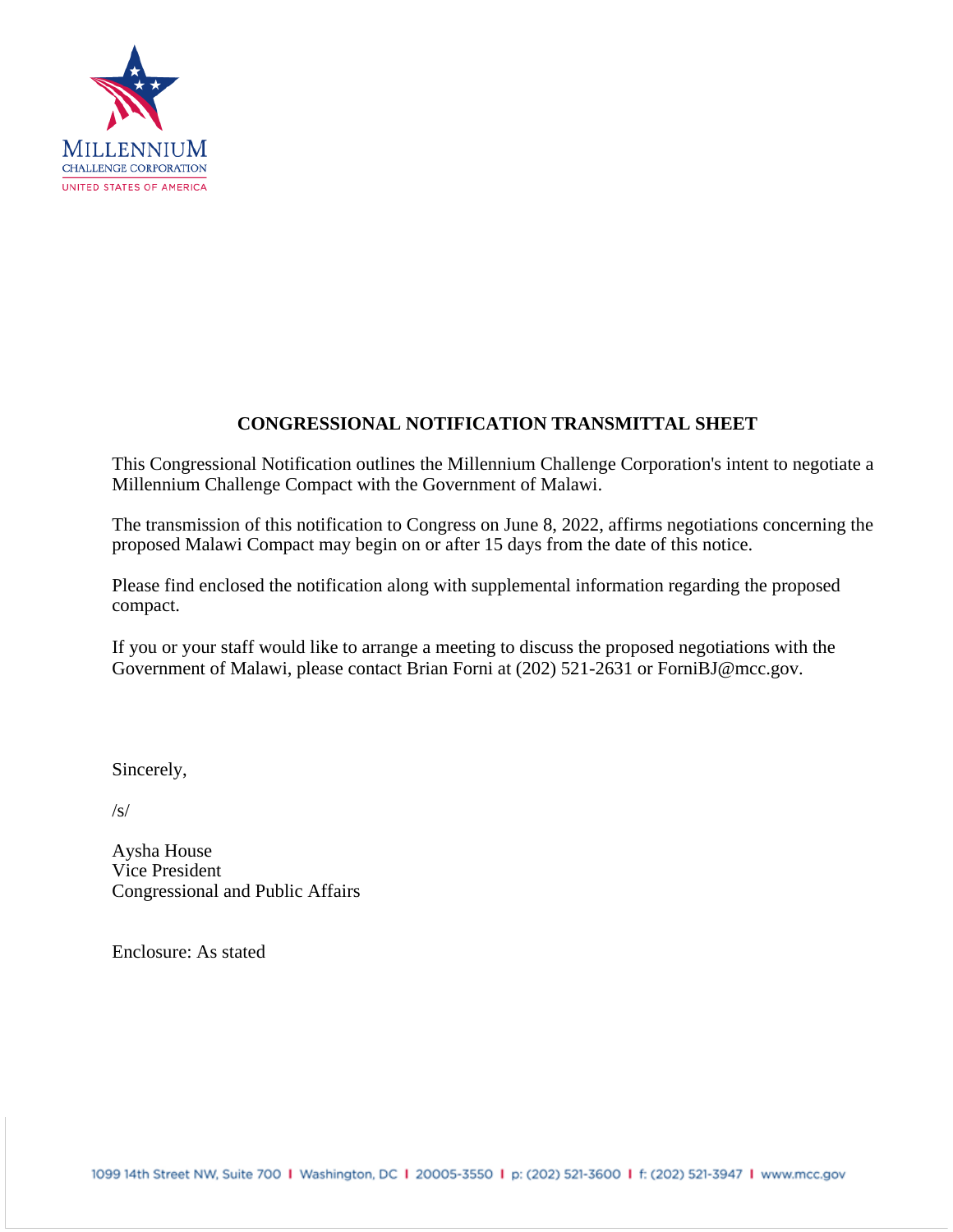MILLENNIUM
CHALLENGE CORPORATION
UNITED STATES OF AMERICA

**CONGRESSIONAL NOTIFICATION TRANSMITTAL SHEET**

This Congressional Notification outlines the Millennium Challenge Corporation's intent to negotiate a Millennium Challenge Compact with the Government of Malawi.

The transmission of this notification to Congress on June 8, 2022, affirms negotiations concerning the proposed Malawi Compact may begin on or after 15 days from the date of this notice.

Please find enclosed the notification along with supplemental information regarding the proposed compact.

If you or your staff would like to arrange a meeting to discuss the proposed negotiations with the Government of Malawi, please contact Brian Forni at (202) 521-2631 or ForniBJ@mcc.gov.

Sincerely,

/s/

Aysha House
Vice President
Congressional and Public Affairs

Enclosure: As stated

1099 14th Street NW, Suite 700 | Washington, DC | 20005-3550 | p: (202) 521-3600 | f: (202) 521-3947 | www.mcc.gov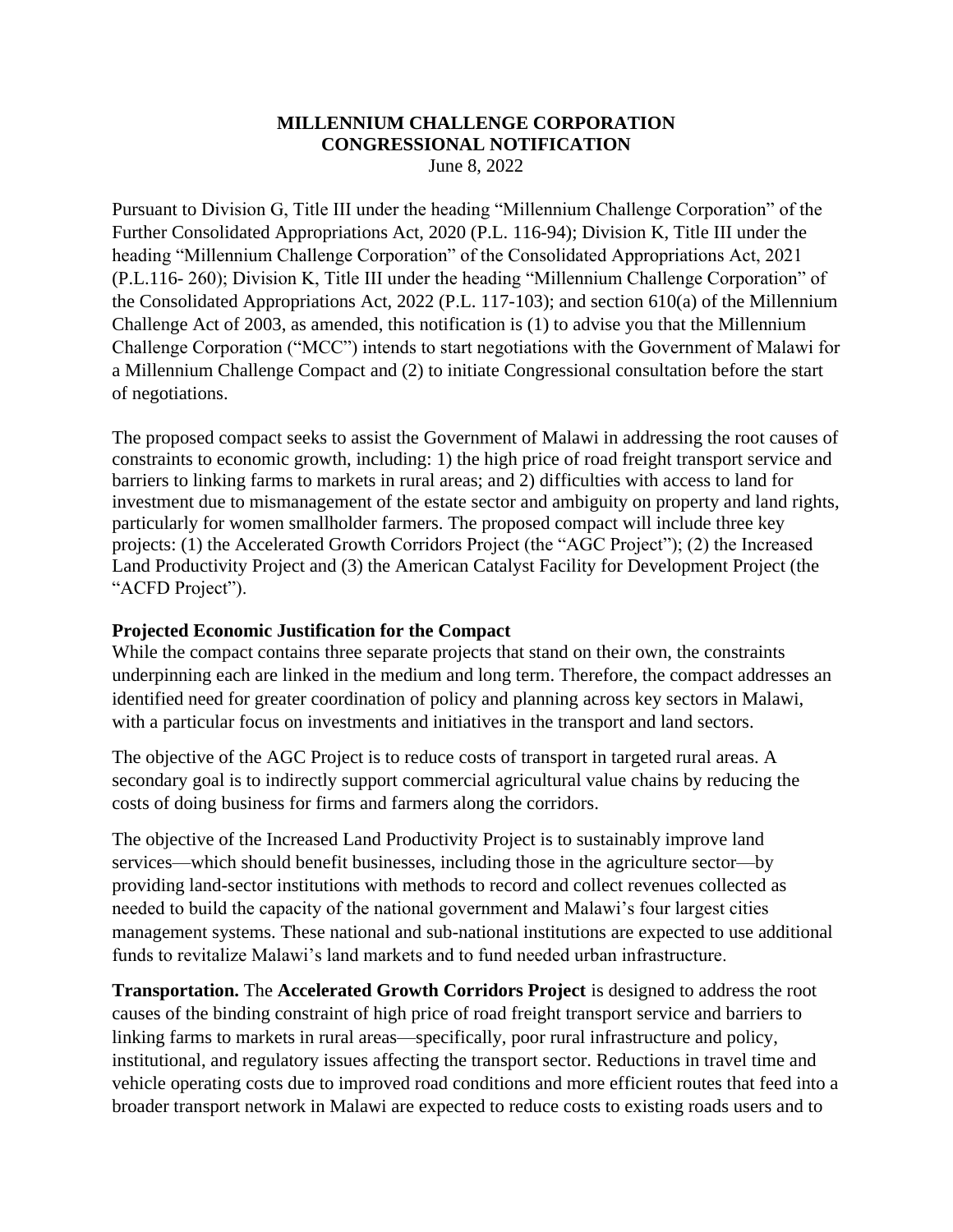**MILLENNIUM CHALLENGE CORPORATION**
**CONGRESSIONAL NOTIFICATION**
June 8, 2022

Pursuant to Division G, Title III under the heading "Millennium Challenge Corporation" of the Further Consolidated Appropriations Act, 2020 (P.L. 116-94); Division K, Title III under the heading "Millennium Challenge Corporation" of the Consolidated Appropriations Act, 2021 (P.L.116- 260); Division K, Title III under the heading "Millennium Challenge Corporation" of the Consolidated Appropriations Act, 2022 (P.L. 117-103); and section 610(a) of the Millennium Challenge Act of 2003, as amended, this notification is (1) to advise you that the Millennium Challenge Corporation ("MCC") intends to start negotiations with the Government of Malawi for a Millennium Challenge Compact and (2) to initiate Congressional consultation before the start of negotiations.

The proposed compact seeks to assist the Government of Malawi in addressing the root causes of constraints to economic growth, including: 1) the high price of road freight transport service and barriers to linking farms to markets in rural areas; and 2) difficulties with access to land for investment due to mismanagement of the estate sector and ambiguity on property and land rights, particularly for women smallholder farmers. The proposed compact will include three key projects: (1) the Accelerated Growth Corridors Project (the "AGC Project"); (2) the Increased Land Productivity Project and (3) the American Catalyst Facility for Development Project (the "ACFD Project").

**Projected Economic Justification for the Compact**

While the compact contains three separate projects that stand on their own, the constraints underpinning each are linked in the medium and long term. Therefore, the compact addresses an identified need for greater coordination of policy and planning across key sectors in Malawi, with a particular focus on investments and initiatives in the transport and land sectors.

The objective of the AGC Project is to reduce costs of transport in targeted rural areas. A secondary goal is to indirectly support commercial agricultural value chains by reducing the costs of doing business for firms and farmers along the corridors.

The objective of the Increased Land Productivity Project is to sustainably improve land services—which should benefit businesses, including those in the agriculture sector—by providing land-sector institutions with methods to record and collect revenues collected as needed to build the capacity of the national government and Malawi's four largest cities management systems. These national and sub-national institutions are expected to use additional funds to revitalize Malawi's land markets and to fund needed urban infrastructure.

**Transportation.** The **Accelerated Growth Corridors Project** is designed to address the root causes of the binding constraint of high price of road freight transport service and barriers to linking farms to markets in rural areas—specifically, poor rural infrastructure and policy, institutional, and regulatory issues affecting the transport sector. Reductions in travel time and vehicle operating costs due to improved road conditions and more efficient routes that feed into a broader transport network in Malawi are expected to reduce costs to existing roads users and to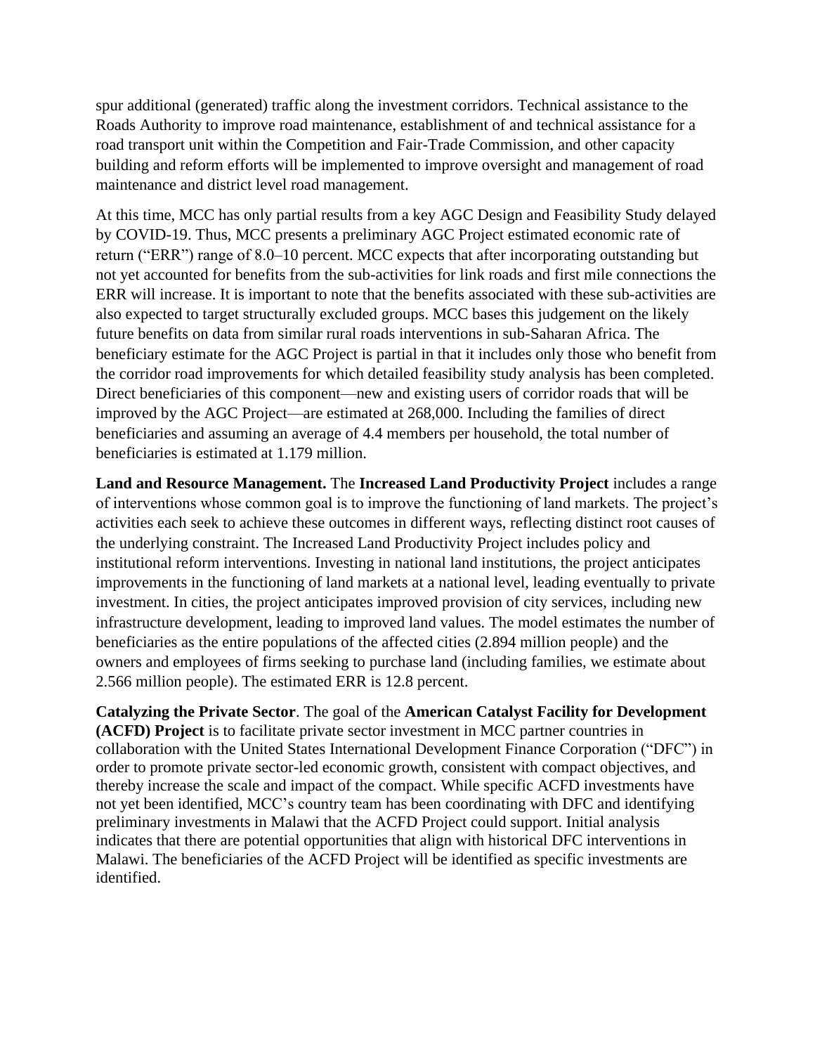spur additional (generated) traffic along the investment corridors. Technical assistance to the Roads Authority to improve road maintenance, establishment of and technical assistance for a road transport unit within the Competition and Fair-Trade Commission, and other capacity building and reform efforts will be implemented to improve oversight and management of road maintenance and district level road management.

At this time, MCC has only partial results from a key AGC Design and Feasibility Study delayed by COVID-19. Thus, MCC presents a preliminary AGC Project estimated economic rate of return ("ERR") range of 8.0–10 percent. MCC expects that after incorporating outstanding but not yet accounted for benefits from the sub-activities for link roads and first mile connections the ERR will increase. It is important to note that the benefits associated with these sub-activities are also expected to target structurally excluded groups. MCC bases this judgement on the likely future benefits on data from similar rural roads interventions in sub-Saharan Africa. The beneficiary estimate for the AGC Project is partial in that it includes only those who benefit from the corridor road improvements for which detailed feasibility study analysis has been completed. Direct beneficiaries of this component—new and existing users of corridor roads that will be improved by the AGC Project—are estimated at 268,000. Including the families of direct beneficiaries and assuming an average of 4.4 members per household, the total number of beneficiaries is estimated at 1.179 million.

**Land and Resource Management.** The **Increased Land Productivity Project** includes a range of interventions whose common goal is to improve the functioning of land markets. The project's activities each seek to achieve these outcomes in different ways, reflecting distinct root causes of the underlying constraint. The Increased Land Productivity Project includes policy and institutional reform interventions. Investing in national land institutions, the project anticipates improvements in the functioning of land markets at a national level, leading eventually to private investment. In cities, the project anticipates improved provision of city services, including new infrastructure development, leading to improved land values. The model estimates the number of beneficiaries as the entire populations of the affected cities (2.894 million people) and the owners and employees of firms seeking to purchase land (including families, we estimate about 2.566 million people). The estimated ERR is 12.8 percent.

**Catalyzing the Private Sector**. The goal of the **American Catalyst Facility for Development (ACFD) Project** is to facilitate private sector investment in MCC partner countries in collaboration with the United States International Development Finance Corporation ("DFC") in order to promote private sector-led economic growth, consistent with compact objectives, and thereby increase the scale and impact of the compact. While specific ACFD investments have not yet been identified, MCC's country team has been coordinating with DFC and identifying preliminary investments in Malawi that the ACFD Project could support. Initial analysis indicates that there are potential opportunities that align with historical DFC interventions in Malawi. The beneficiaries of the ACFD Project will be identified as specific investments are identified.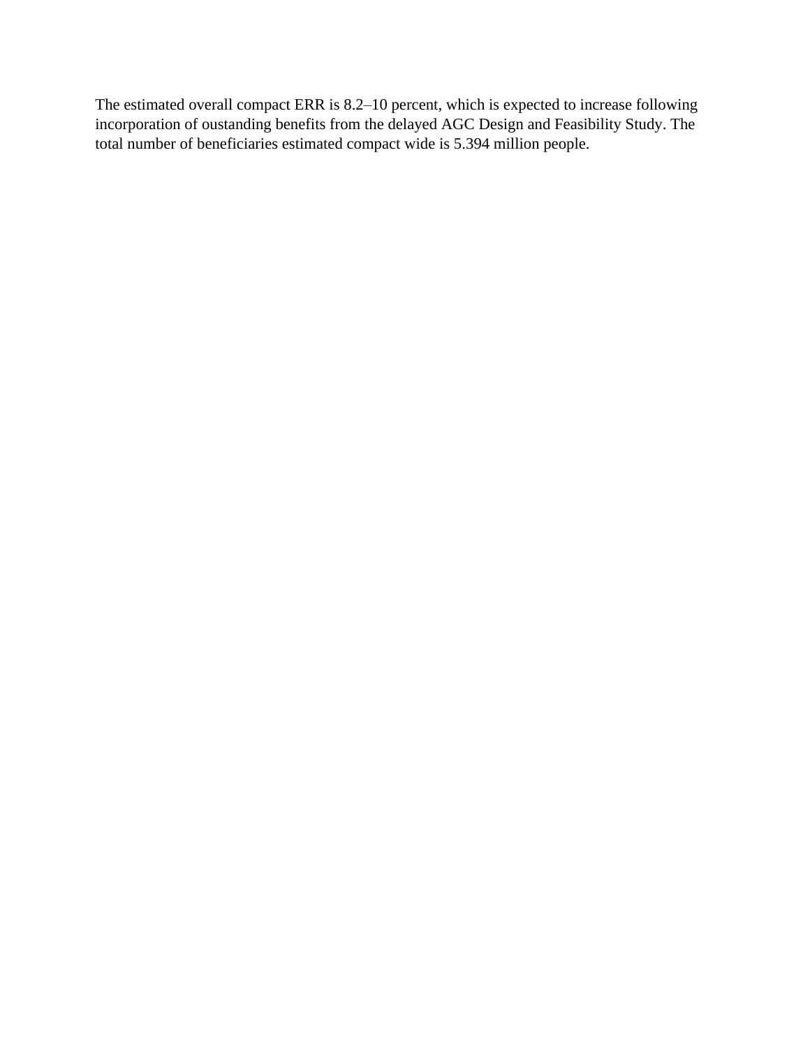The estimated overall compact ERR is 8.2–10 percent, which is expected to increase following incorporation of oustanding benefits from the delayed AGC Design and Feasibility Study. The total number of beneficiaries estimated compact wide is 5.394 million people.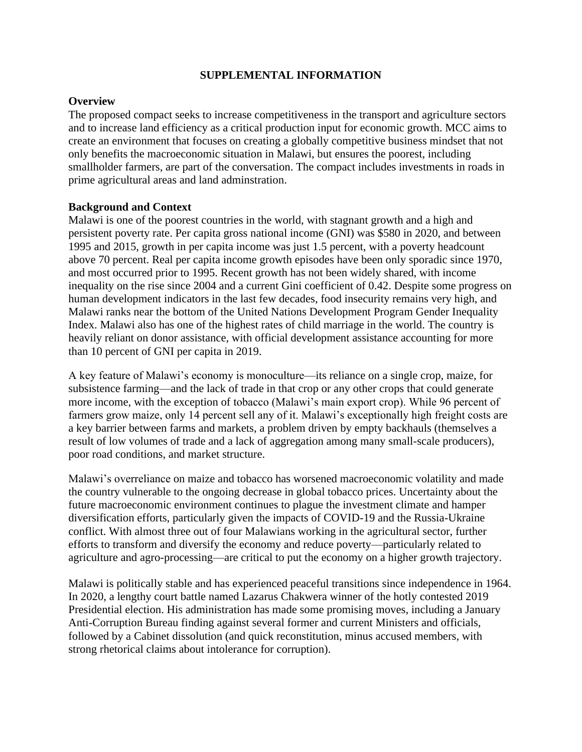## SUPPLEMENTAL INFORMATION

### Overview

The proposed compact seeks to increase competitiveness in the transport and agriculture sectors and to increase land efficiency as a critical production input for economic growth. MCC aims to create an environment that focuses on creating a globally competitive business mindset that not only benefits the macroeconomic situation in Malawi, but ensures the poorest, including smallholder farmers, are part of the conversation. The compact includes investments in roads in prime agricultural areas and land adminstration.

### Background and Context

Malawi is one of the poorest countries in the world, with stagnant growth and a high and persistent poverty rate. Per capita gross national income (GNI) was $580 in 2020, and between 1995 and 2015, growth in per capita income was just 1.5 percent, with a poverty headcount above 70 percent. Real per capita income growth episodes have been only sporadic since 1970, and most occurred prior to 1995. Recent growth has not been widely shared, with income inequality on the rise since 2004 and a current Gini coefficient of 0.42. Despite some progress on human development indicators in the last few decades, food insecurity remains very high, and Malawi ranks near the bottom of the United Nations Development Program Gender Inequality Index. Malawi also has one of the highest rates of child marriage in the world. The country is heavily reliant on donor assistance, with official development assistance accounting for more than 10 percent of GNI per capita in 2019.

A key feature of Malawi's economy is monoculture—its reliance on a single crop, maize, for subsistence farming—and the lack of trade in that crop or any other crops that could generate more income, with the exception of tobacco (Malawi's main export crop). While 96 percent of farmers grow maize, only 14 percent sell any of it. Malawi's exceptionally high freight costs are a key barrier between farms and markets, a problem driven by empty backhauls (themselves a result of low volumes of trade and a lack of aggregation among many small-scale producers), poor road conditions, and market structure.

Malawi's overreliance on maize and tobacco has worsened macroeconomic volatility and made the country vulnerable to the ongoing decrease in global tobacco prices. Uncertainty about the future macroeconomic environment continues to plague the investment climate and hamper diversification efforts, particularly given the impacts of COVID-19 and the Russia-Ukraine conflict. With almost three out of four Malawians working in the agricultural sector, further efforts to transform and diversify the economy and reduce poverty—particularly related to agriculture and agro-processing—are critical to put the economy on a higher growth trajectory.

Malawi is politically stable and has experienced peaceful transitions since independence in 1964. In 2020, a lengthy court battle named Lazarus Chakwera winner of the hotly contested 2019 Presidential election. His administration has made some promising moves, including a January Anti-Corruption Bureau finding against several former and current Ministers and officials, followed by a Cabinet dissolution (and quick reconstitution, minus accused members, with strong rhetorical claims about intolerance for corruption).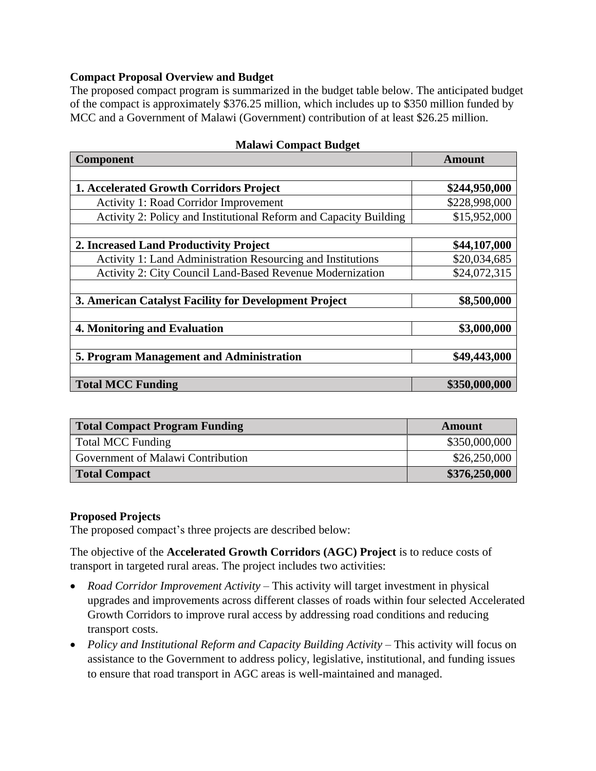**Compact Proposal Overview and Budget**

The proposed compact program is summarized in the budget table below. The anticipated budget of the compact is approximately $376.25 million, which includes up to $350 million funded by MCC and a Government of Malawi (Government) contribution of at least $26.25 million.

**Malawi Compact Budget**

| Component | Amount |
|---|---|
| | |
| **1. Accelerated Growth Corridors Project** | **$244,950,000** |
| Activity 1: Road Corridor Improvement | $228,998,000 |
| Activity 2: Policy and Institutional Reform and Capacity Building | $15,952,000 |
| | |
| **2. Increased Land Productivity Project** | **$44,107,000** |
| Activity 1: Land Administration Resourcing and Institutions | $20,034,685 |
| Activity 2: City Council Land-Based Revenue Modernization | $24,072,315 |
| | |
| **3. American Catalyst Facility for Development Project** | **$8,500,000** |
| | |
| **4. Monitoring and Evaluation** | **$3,000,000** |
| | |
| **5. Program Management and Administration** | **$49,443,000** |
| | |
| **Total MCC Funding** | **$350,000,000** |

| Total Compact Program Funding | Amount |
|---|---|
| Total MCC Funding | $350,000,000 |
| Government of Malawi Contribution | $26,250,000 |
| **Total Compact** | **$376,250,000** |

**Proposed Projects**

The proposed compact's three projects are described below:

The objective of the **Accelerated Growth Corridors (AGC) Project** is to reduce costs of transport in targeted rural areas. The project includes two activities:

- *Road Corridor Improvement Activity* – This activity will target investment in physical upgrades and improvements across different classes of roads within four selected Accelerated Growth Corridors to improve rural access by addressing road conditions and reducing transport costs.
- *Policy and Institutional Reform and Capacity Building Activity* – This activity will focus on assistance to the Government to address policy, legislative, institutional, and funding issues to ensure that road transport in AGC areas is well-maintained and managed.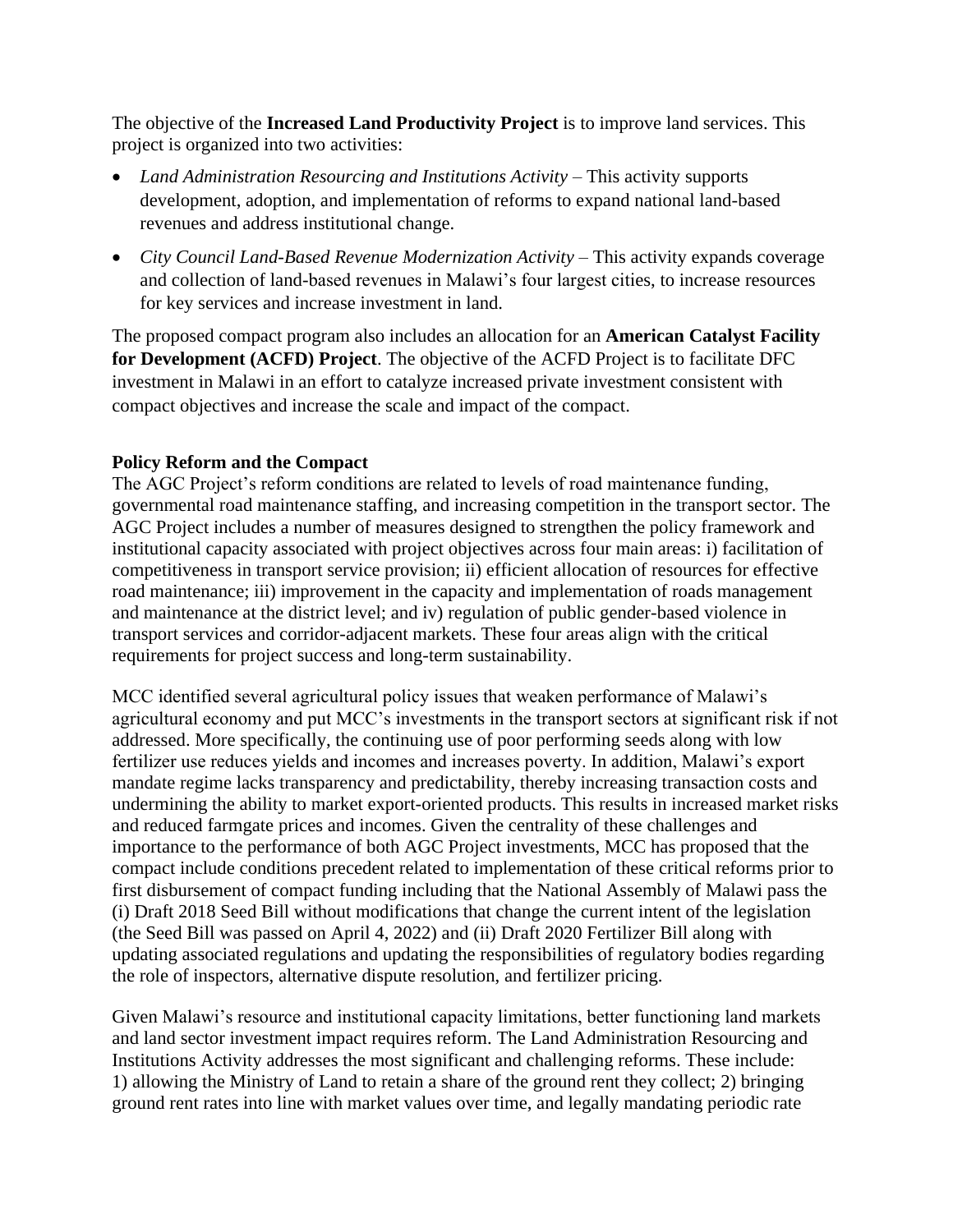The objective of the **Increased Land Productivity Project** is to improve land services. This project is organized into two activities:

- *Land Administration Resourcing and Institutions Activity* – This activity supports development, adoption, and implementation of reforms to expand national land-based revenues and address institutional change.
- *City Council Land-Based Revenue Modernization Activity* – This activity expands coverage and collection of land-based revenues in Malawi's four largest cities, to increase resources for key services and increase investment in land.

The proposed compact program also includes an allocation for an **American Catalyst Facility for Development (ACFD) Project**. The objective of the ACFD Project is to facilitate DFC investment in Malawi in an effort to catalyze increased private investment consistent with compact objectives and increase the scale and impact of the compact.

**Policy Reform and the Compact**

The AGC Project's reform conditions are related to levels of road maintenance funding, governmental road maintenance staffing, and increasing competition in the transport sector. The AGC Project includes a number of measures designed to strengthen the policy framework and institutional capacity associated with project objectives across four main areas: i) facilitation of competitiveness in transport service provision; ii) efficient allocation of resources for effective road maintenance; iii) improvement in the capacity and implementation of roads management and maintenance at the district level; and iv) regulation of public gender-based violence in transport services and corridor-adjacent markets. These four areas align with the critical requirements for project success and long-term sustainability.

MCC identified several agricultural policy issues that weaken performance of Malawi's agricultural economy and put MCC's investments in the transport sectors at significant risk if not addressed. More specifically, the continuing use of poor performing seeds along with low fertilizer use reduces yields and incomes and increases poverty. In addition, Malawi's export mandate regime lacks transparency and predictability, thereby increasing transaction costs and undermining the ability to market export-oriented products. This results in increased market risks and reduced farmgate prices and incomes. Given the centrality of these challenges and importance to the performance of both AGC Project investments, MCC has proposed that the compact include conditions precedent related to implementation of these critical reforms prior to first disbursement of compact funding including that the National Assembly of Malawi pass the (i) Draft 2018 Seed Bill without modifications that change the current intent of the legislation (the Seed Bill was passed on April 4, 2022) and (ii) Draft 2020 Fertilizer Bill along with updating associated regulations and updating the responsibilities of regulatory bodies regarding the role of inspectors, alternative dispute resolution, and fertilizer pricing.

Given Malawi's resource and institutional capacity limitations, better functioning land markets and land sector investment impact requires reform. The Land Administration Resourcing and Institutions Activity addresses the most significant and challenging reforms. These include: 1) allowing the Ministry of Land to retain a share of the ground rent they collect; 2) bringing ground rent rates into line with market values over time, and legally mandating periodic rate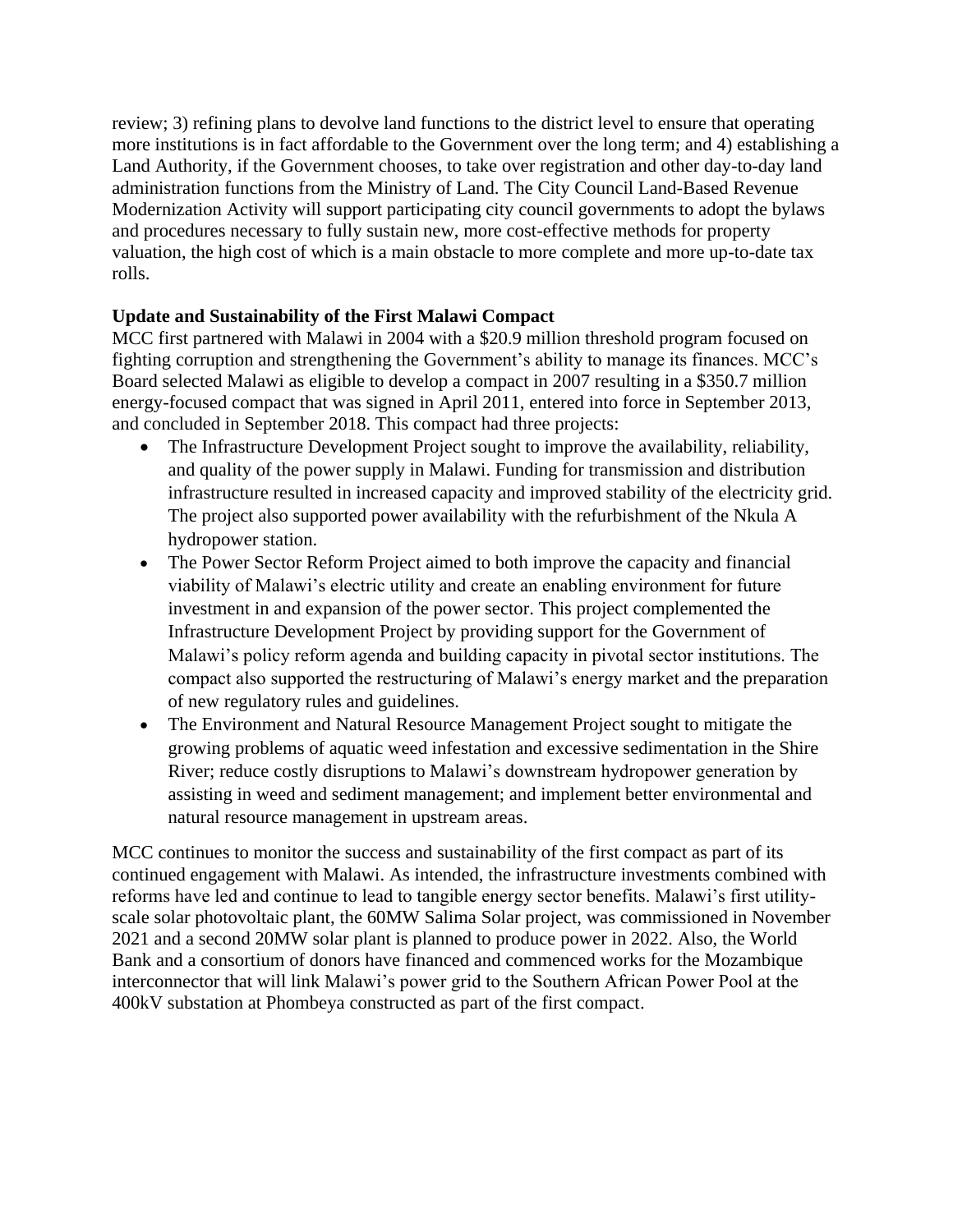review; 3) refining plans to devolve land functions to the district level to ensure that operating more institutions is in fact affordable to the Government over the long term; and 4) establishing a Land Authority, if the Government chooses, to take over registration and other day-to-day land administration functions from the Ministry of Land. The City Council Land-Based Revenue Modernization Activity will support participating city council governments to adopt the bylaws and procedures necessary to fully sustain new, more cost-effective methods for property valuation, the high cost of which is a main obstacle to more complete and more up-to-date tax rolls.

**Update and Sustainability of the First Malawi Compact**

MCC first partnered with Malawi in 2004 with a $20.9 million threshold program focused on fighting corruption and strengthening the Government's ability to manage its finances. MCC's Board selected Malawi as eligible to develop a compact in 2007 resulting in a $350.7 million energy-focused compact that was signed in April 2011, entered into force in September 2013, and concluded in September 2018. This compact had three projects:

- The Infrastructure Development Project sought to improve the availability, reliability, and quality of the power supply in Malawi. Funding for transmission and distribution infrastructure resulted in increased capacity and improved stability of the electricity grid. The project also supported power availability with the refurbishment of the Nkula A hydropower station.
- The Power Sector Reform Project aimed to both improve the capacity and financial viability of Malawi's electric utility and create an enabling environment for future investment in and expansion of the power sector. This project complemented the Infrastructure Development Project by providing support for the Government of Malawi's policy reform agenda and building capacity in pivotal sector institutions. The compact also supported the restructuring of Malawi's energy market and the preparation of new regulatory rules and guidelines.
- The Environment and Natural Resource Management Project sought to mitigate the growing problems of aquatic weed infestation and excessive sedimentation in the Shire River; reduce costly disruptions to Malawi's downstream hydropower generation by assisting in weed and sediment management; and implement better environmental and natural resource management in upstream areas.

MCC continues to monitor the success and sustainability of the first compact as part of its continued engagement with Malawi. As intended, the infrastructure investments combined with reforms have led and continue to lead to tangible energy sector benefits. Malawi's first utility-scale solar photovoltaic plant, the 60MW Salima Solar project, was commissioned in November 2021 and a second 20MW solar plant is planned to produce power in 2022. Also, the World Bank and a consortium of donors have financed and commenced works for the Mozambique interconnector that will link Malawi's power grid to the Southern African Power Pool at the 400kV substation at Phombeya constructed as part of the first compact.